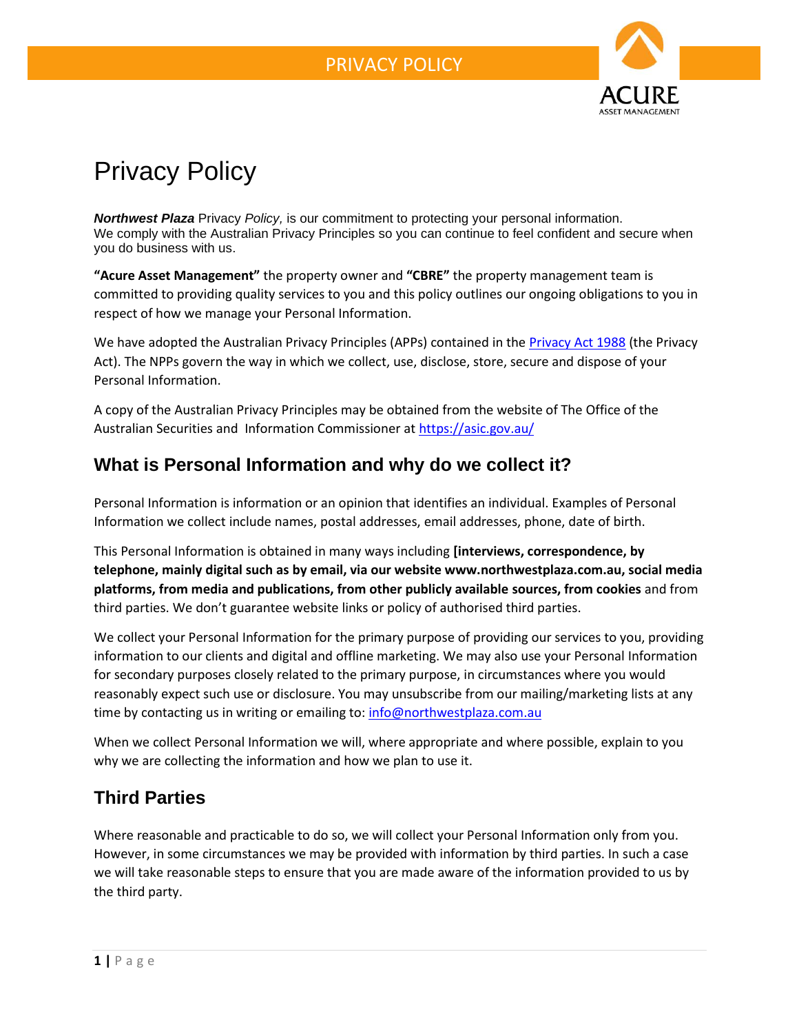# Privacy Policy

***Northwest Plaza*** Privacy *Policy,* is our commitment to protecting your personal information. We comply with the Australian Privacy Principles so you can continue to feel confident and secure when you do business with us.

**"Acure Asset Management"** the property owner and **"CBRE"** the property management team is committed to providing quality services to you and this policy outlines our ongoing obligations to you in respect of how we manage your Personal Information.

We have adopted the Australian Privacy Principles (APPs) contained in the Privacy Act 1988 (the Privacy Act). The NPPs govern the way in which we collect, use, disclose, store, secure and dispose of your Personal Information.

A copy of the Australian Privacy Principles may be obtained from the website of The Office of the Australian Securities and Information Commissioner at https://asic.gov.au/

## What is Personal Information and why do we collect it?

Personal Information is information or an opinion that identifies an individual. Examples of Personal Information we collect include names, postal addresses, email addresses, phone, date of birth.

This Personal Information is obtained in many ways including **[interviews, correspondence, by telephone, mainly digital such as by email, via our website www.northwestplaza.com.au, social media platforms, from media and publications, from other publicly available sources, from cookies** and from third parties. We don't guarantee website links or policy of authorised third parties.

We collect your Personal Information for the primary purpose of providing our services to you, providing information to our clients and digital and offline marketing. We may also use your Personal Information for secondary purposes closely related to the primary purpose, in circumstances where you would reasonably expect such use or disclosure. You may unsubscribe from our mailing/marketing lists at any time by contacting us in writing or emailing to: info@northwestplaza.com.au

When we collect Personal Information we will, where appropriate and where possible, explain to you why we are collecting the information and how we plan to use it.

## Third Parties

Where reasonable and practicable to do so, we will collect your Personal Information only from you. However, in some circumstances we may be provided with information by third parties. In such a case we will take reasonable steps to ensure that you are made aware of the information provided to us by the third party.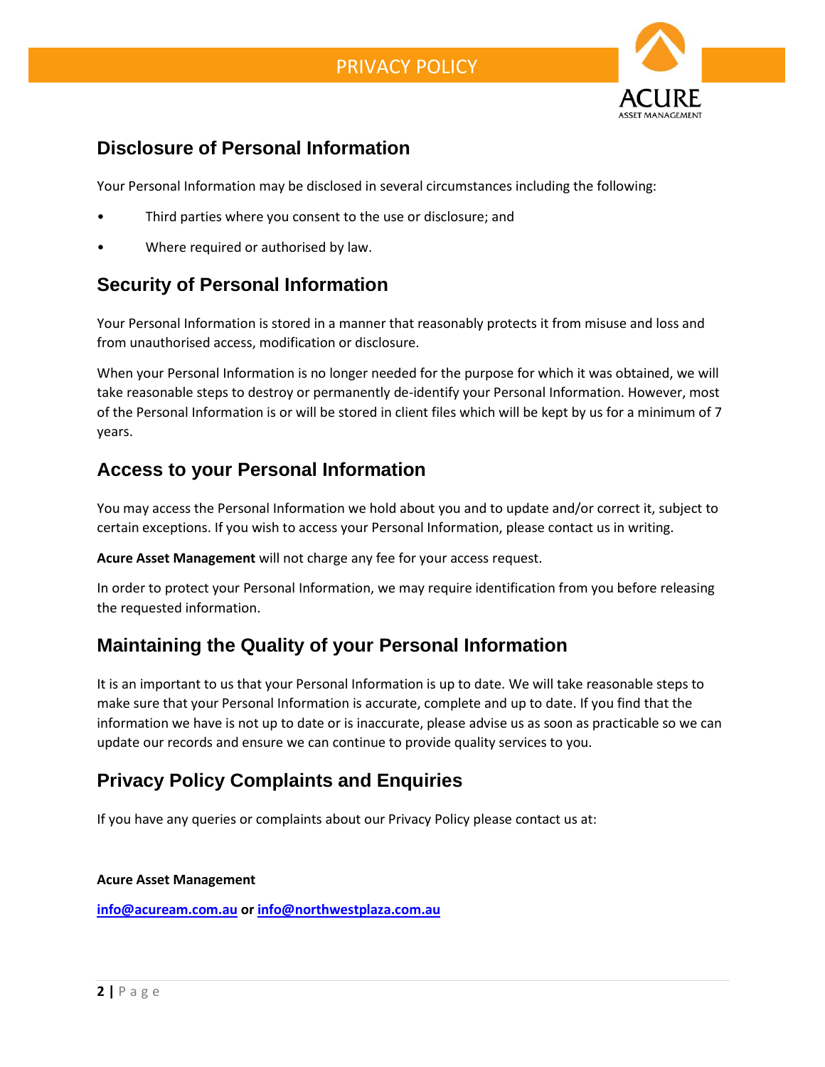## Disclosure of Personal Information

Your Personal Information may be disclosed in several circumstances including the following:

- Third parties where you consent to the use or disclosure; and
- Where required or authorised by law.

## Security of Personal Information

Your Personal Information is stored in a manner that reasonably protects it from misuse and loss and from unauthorised access, modification or disclosure.

When your Personal Information is no longer needed for the purpose for which it was obtained, we will take reasonable steps to destroy or permanently de-identify your Personal Information. However, most of the Personal Information is or will be stored in client files which will be kept by us for a minimum of 7 years.

## Access to your Personal Information

You may access the Personal Information we hold about you and to update and/or correct it, subject to certain exceptions. If you wish to access your Personal Information, please contact us in writing.

**Acure Asset Management** will not charge any fee for your access request.

In order to protect your Personal Information, we may require identification from you before releasing the requested information.

## Maintaining the Quality of your Personal Information

It is an important to us that your Personal Information is up to date. We will take reasonable steps to make sure that your Personal Information is accurate, complete and up to date. If you find that the information we have is not up to date or is inaccurate, please advise us as soon as practicable so we can update our records and ensure we can continue to provide quality services to you.

## Privacy Policy Complaints and Enquiries

If you have any queries or complaints about our Privacy Policy please contact us at:

**Acure Asset Management**

**info@acuream.com.au or info@northwestplaza.com.au**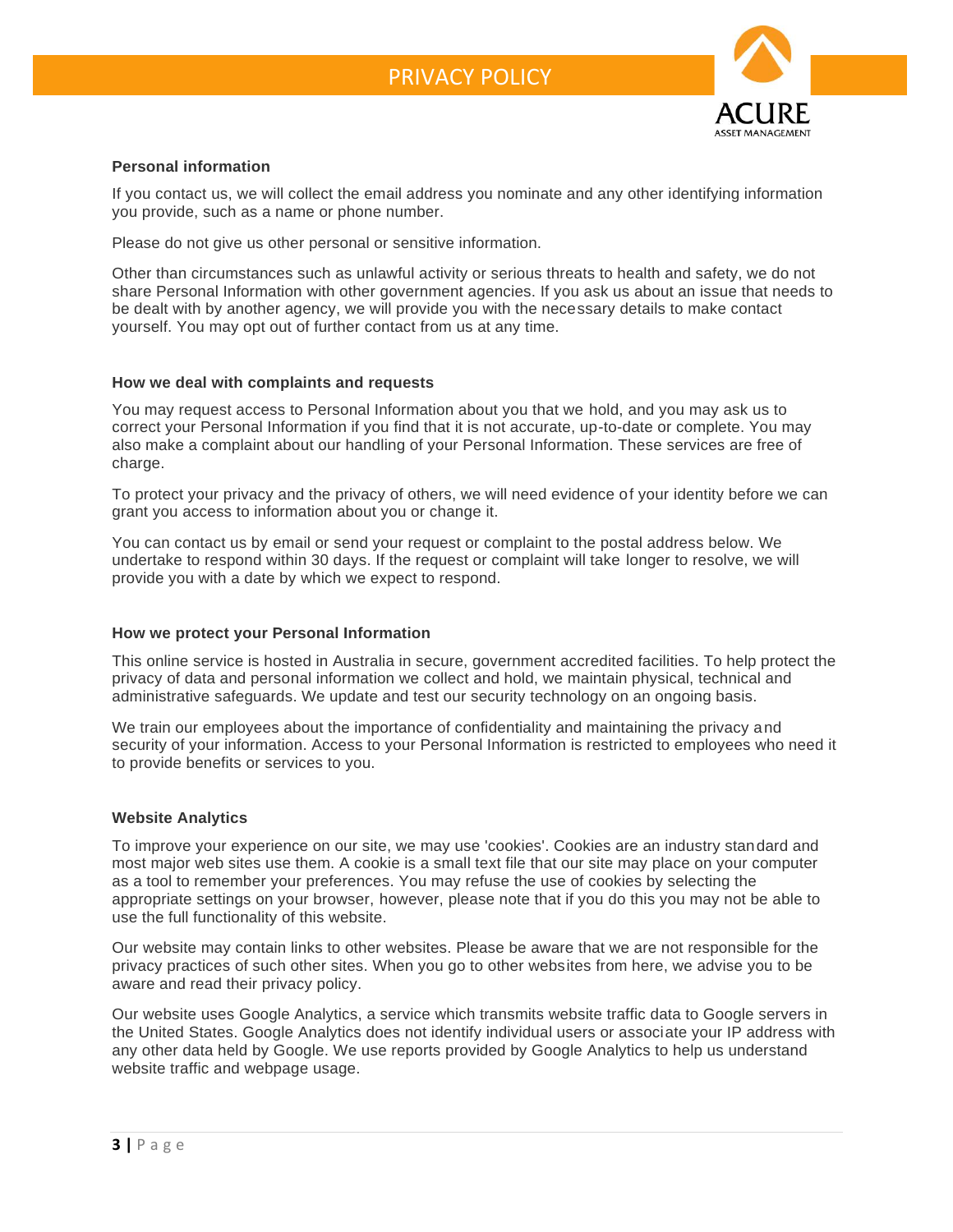### Personal information

If you contact us, we will collect the email address you nominate and any other identifying information you provide, such as a name or phone number.

Please do not give us other personal or sensitive information.

Other than circumstances such as unlawful activity or serious threats to health and safety, we do not share Personal Information with other government agencies. If you ask us about an issue that needs to be dealt with by another agency, we will provide you with the necessary details to make contact yourself. You may opt out of further contact from us at any time.

### How we deal with complaints and requests

You may request access to Personal Information about you that we hold, and you may ask us to correct your Personal Information if you find that it is not accurate, up-to-date or complete. You may also make a complaint about our handling of your Personal Information. These services are free of charge.

To protect your privacy and the privacy of others, we will need evidence of your identity before we can grant you access to information about you or change it.

You can contact us by email or send your request or complaint to the postal address below. We undertake to respond within 30 days. If the request or complaint will take longer to resolve, we will provide you with a date by which we expect to respond.

### How we protect your Personal Information

This online service is hosted in Australia in secure, government accredited facilities. To help protect the privacy of data and personal information we collect and hold, we maintain physical, technical and administrative safeguards. We update and test our security technology on an ongoing basis.

We train our employees about the importance of confidentiality and maintaining the privacy and security of your information. Access to your Personal Information is restricted to employees who need it to provide benefits or services to you.

### Website Analytics

To improve your experience on our site, we may use 'cookies'. Cookies are an industry standard and most major web sites use them. A cookie is a small text file that our site may place on your computer as a tool to remember your preferences. You may refuse the use of cookies by selecting the appropriate settings on your browser, however, please note that if you do this you may not be able to use the full functionality of this website.

Our website may contain links to other websites. Please be aware that we are not responsible for the privacy practices of such other sites. When you go to other websites from here, we advise you to be aware and read their privacy policy.

Our website uses Google Analytics, a service which transmits website traffic data to Google servers in the United States. Google Analytics does not identify individual users or associate your IP address with any other data held by Google. We use reports provided by Google Analytics to help us understand website traffic and webpage usage.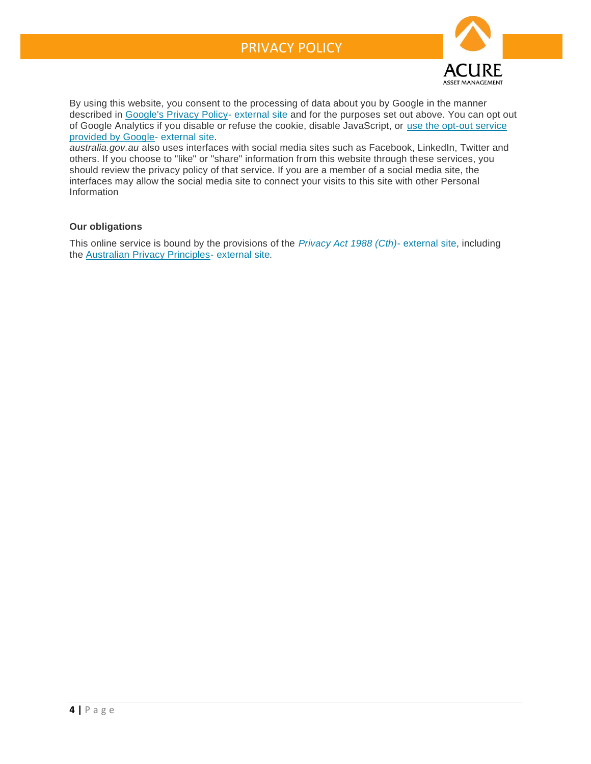By using this website, you consent to the processing of data about you by Google in the manner described in Google's Privacy Policy- external site and for the purposes set out above. You can opt out of Google Analytics if you disable or refuse the cookie, disable JavaScript, or use the opt-out service provided by Google- external site.

*australia.gov.au* also uses interfaces with social media sites such as Facebook, LinkedIn, Twitter and others. If you choose to "like" or "share" information from this website through these services, you should review the privacy policy of that service. If you are a member of a social media site, the interfaces may allow the social media site to connect your visits to this site with other Personal Information

**Our obligations**

This online service is bound by the provisions of the *Privacy Act 1988 (Cth)*- external site, including the Australian Privacy Principles- external site.